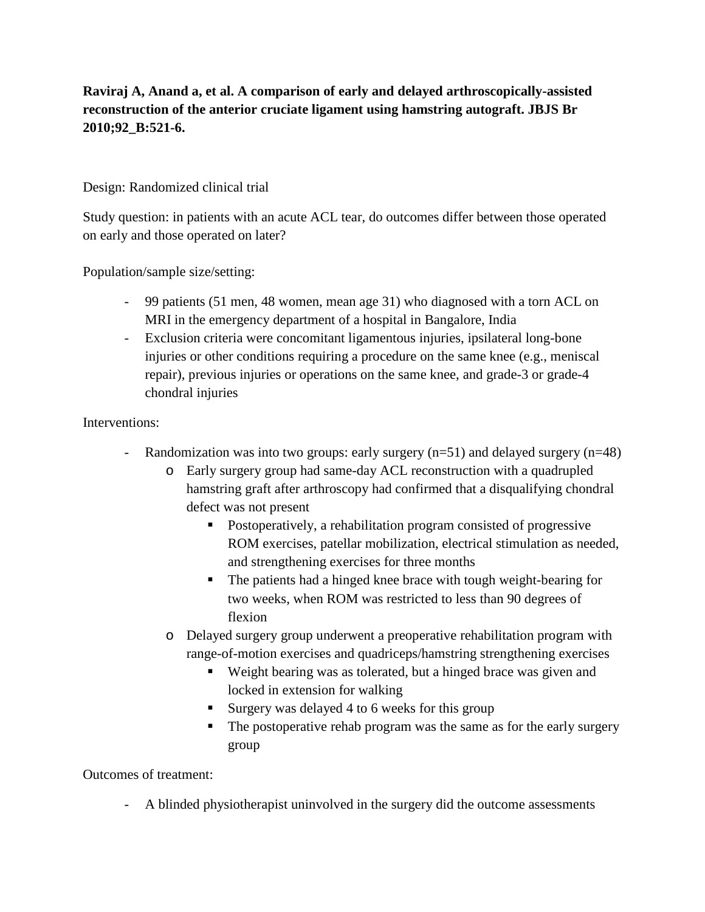**Raviraj A, Anand a, et al. A comparison of early and delayed arthroscopically-assisted reconstruction of the anterior cruciate ligament using hamstring autograft. JBJS Br 2010;92_B:521-6.**

Design: Randomized clinical trial

Study question: in patients with an acute ACL tear, do outcomes differ between those operated on early and those operated on later?

Population/sample size/setting:

- 99 patients (51 men, 48 women, mean age 31) who diagnosed with a torn ACL on MRI in the emergency department of a hospital in Bangalore, India
- Exclusion criteria were concomitant ligamentous injuries, ipsilateral long-bone injuries or other conditions requiring a procedure on the same knee (e.g., meniscal repair), previous injuries or operations on the same knee, and grade-3 or grade-4 chondral injuries

Interventions:

- Randomization was into two groups: early surgery (n=51) and delayed surgery (n=48)
  - Early surgery group had same-day ACL reconstruction with a quadrupled hamstring graft after arthroscopy had confirmed that a disqualifying chondral defect was not present
    - Postoperatively, a rehabilitation program consisted of progressive ROM exercises, patellar mobilization, electrical stimulation as needed, and strengthening exercises for three months
    - The patients had a hinged knee brace with tough weight-bearing for two weeks, when ROM was restricted to less than 90 degrees of flexion
  - Delayed surgery group underwent a preoperative rehabilitation program with range-of-motion exercises and quadriceps/hamstring strengthening exercises
    - Weight bearing was as tolerated, but a hinged brace was given and locked in extension for walking
    - Surgery was delayed 4 to 6 weeks for this group
    - The postoperative rehab program was the same as for the early surgery group

Outcomes of treatment:

- A blinded physiotherapist uninvolved in the surgery did the outcome assessments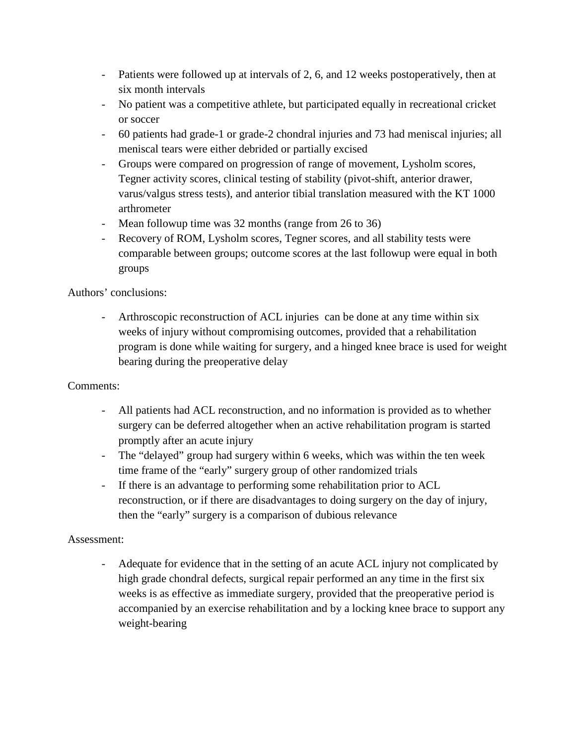- Patients were followed up at intervals of 2, 6, and 12 weeks postoperatively, then at six month intervals
- No patient was a competitive athlete, but participated equally in recreational cricket or soccer
- 60 patients had grade-1 or grade-2 chondral injuries and 73 had meniscal injuries; all meniscal tears were either debrided or partially excised
- Groups were compared on progression of range of movement, Lysholm scores, Tegner activity scores, clinical testing of stability (pivot-shift, anterior drawer, varus/valgus stress tests), and anterior tibial translation measured with the KT 1000 arthrometer
- Mean followup time was 32 months (range from 26 to 36)
- Recovery of ROM, Lysholm scores, Tegner scores, and all stability tests were comparable between groups; outcome scores at the last followup were equal in both groups

Authors' conclusions:

- Arthroscopic reconstruction of ACL injuries can be done at any time within six weeks of injury without compromising outcomes, provided that a rehabilitation program is done while waiting for surgery, and a hinged knee brace is used for weight bearing during the preoperative delay

Comments:

- All patients had ACL reconstruction, and no information is provided as to whether surgery can be deferred altogether when an active rehabilitation program is started promptly after an acute injury
- The "delayed" group had surgery within 6 weeks, which was within the ten week time frame of the "early" surgery group of other randomized trials
- If there is an advantage to performing some rehabilitation prior to ACL reconstruction, or if there are disadvantages to doing surgery on the day of injury, then the "early" surgery is a comparison of dubious relevance

Assessment:

- Adequate for evidence that in the setting of an acute ACL injury not complicated by high grade chondral defects, surgical repair performed an any time in the first six weeks is as effective as immediate surgery, provided that the preoperative period is accompanied by an exercise rehabilitation and by a locking knee brace to support any weight-bearing